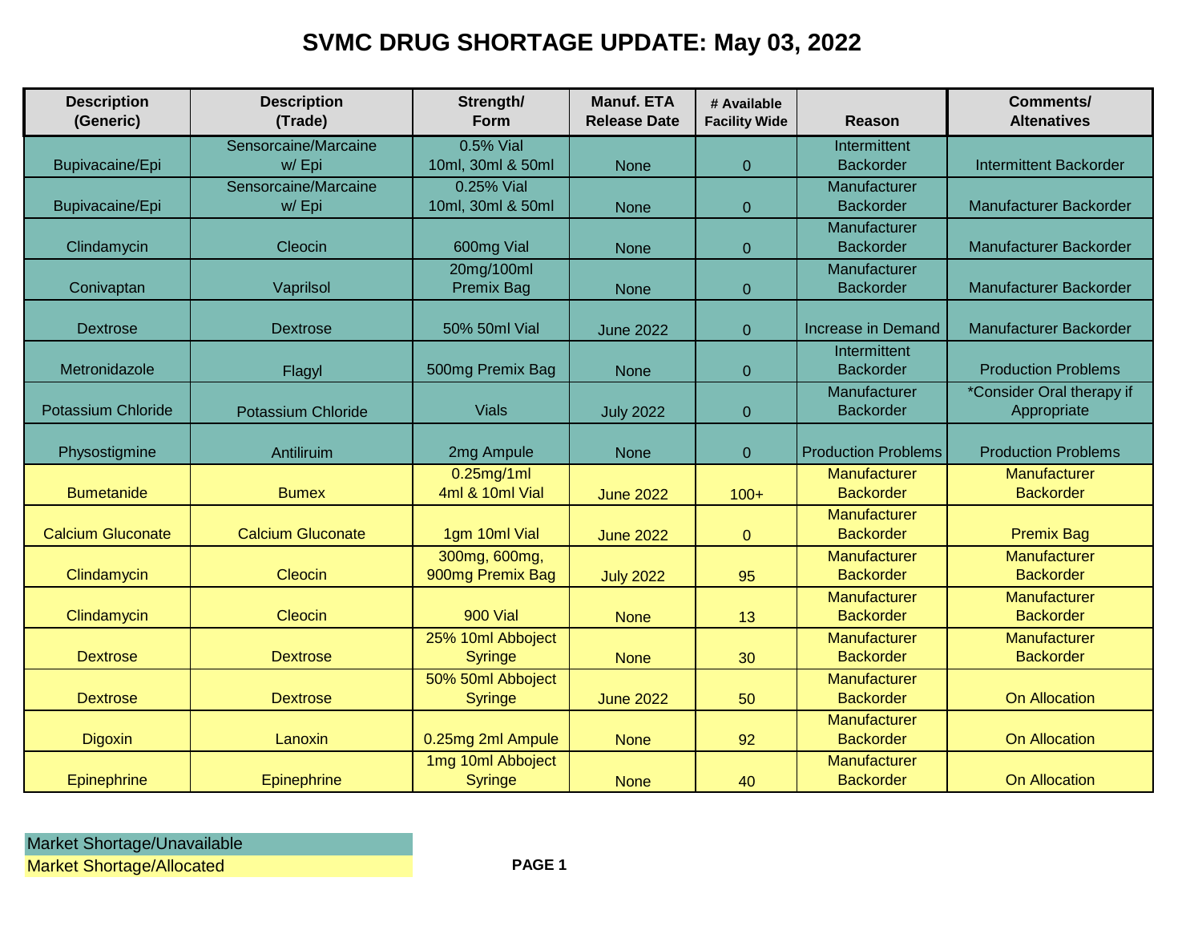# SVMC DRUG SHORTAGE UPDATE: May 03, 2022

| Description (Generic) | Description (Trade) | Strength/ Form | Manuf. ETA Release Date | # Available Facility Wide | Reason | Comments/ Altenatives |
|---|---|---|---|---|---|---|
| Bupivacaine/Epi | Sensorcaine/Marcaine w/ Epi | 0.5% Vial 10ml, 30ml & 50ml | None | 0 | Intermittent Backorder | Intermittent Backorder |
| Bupivacaine/Epi | Sensorcaine/Marcaine w/ Epi | 0.25% Vial 10ml, 30ml & 50ml | None | 0 | Manufacturer Backorder | Manufacturer Backorder |
| Clindamycin | Cleocin | 600mg Vial | None | 0 | Manufacturer Backorder | Manufacturer Backorder |
| Conivaptan | Vaprilsol | 20mg/100ml Premix Bag | None | 0 | Manufacturer Backorder | Manufacturer Backorder |
| Dextrose | Dextrose | 50% 50ml Vial | June 2022 | 0 | Increase in Demand | Manufacturer Backorder |
| Metronidazole | Flagyl | 500mg Premix Bag | None | 0 | Intermittent Backorder | Production Problems |
| Potassium Chloride | Potassium Chloride | Vials | July 2022 | 0 | Manufacturer Backorder | *Consider Oral therapy if Appropriate |
| Physostigmine | Antiliruim | 2mg Ampule | None | 0 | Production Problems | Production Problems |
| Bumetanide | Bumex | 0.25mg/1ml 4ml & 10ml Vial | June 2022 | 100+ | Manufacturer Backorder | Manufacturer Backorder |
| Calcium Gluconate | Calcium Gluconate | 1gm 10ml Vial | June 2022 | 0 | Manufacturer Backorder | Premix Bag |
| Clindamycin | Cleocin | 300mg, 600mg, 900mg Premix Bag | July 2022 | 95 | Manufacturer Backorder | Manufacturer Backorder |
| Clindamycin | Cleocin | 900 Vial | None | 13 | Manufacturer Backorder | Manufacturer Backorder |
| Dextrose | Dextrose | 25% 10ml Abboject Syringe | None | 30 | Manufacturer Backorder | Manufacturer Backorder |
| Dextrose | Dextrose | 50% 50ml Abboject Syringe | June 2022 | 50 | Manufacturer Backorder | On Allocation |
| Digoxin | Lanoxin | 0.25mg 2ml Ampule | None | 92 | Manufacturer Backorder | On Allocation |
| Epinephrine | Epinephrine | 1mg 10ml Abboject Syringe | None | 40 | Manufacturer Backorder | On Allocation |

Legend:
- Market Shortage/Unavailable (rows 1–8: Bupivacaine/Epi through Physostigmine)
- Market Shortage/Allocated (rows 9–16: Bumetanide through Epinephrine)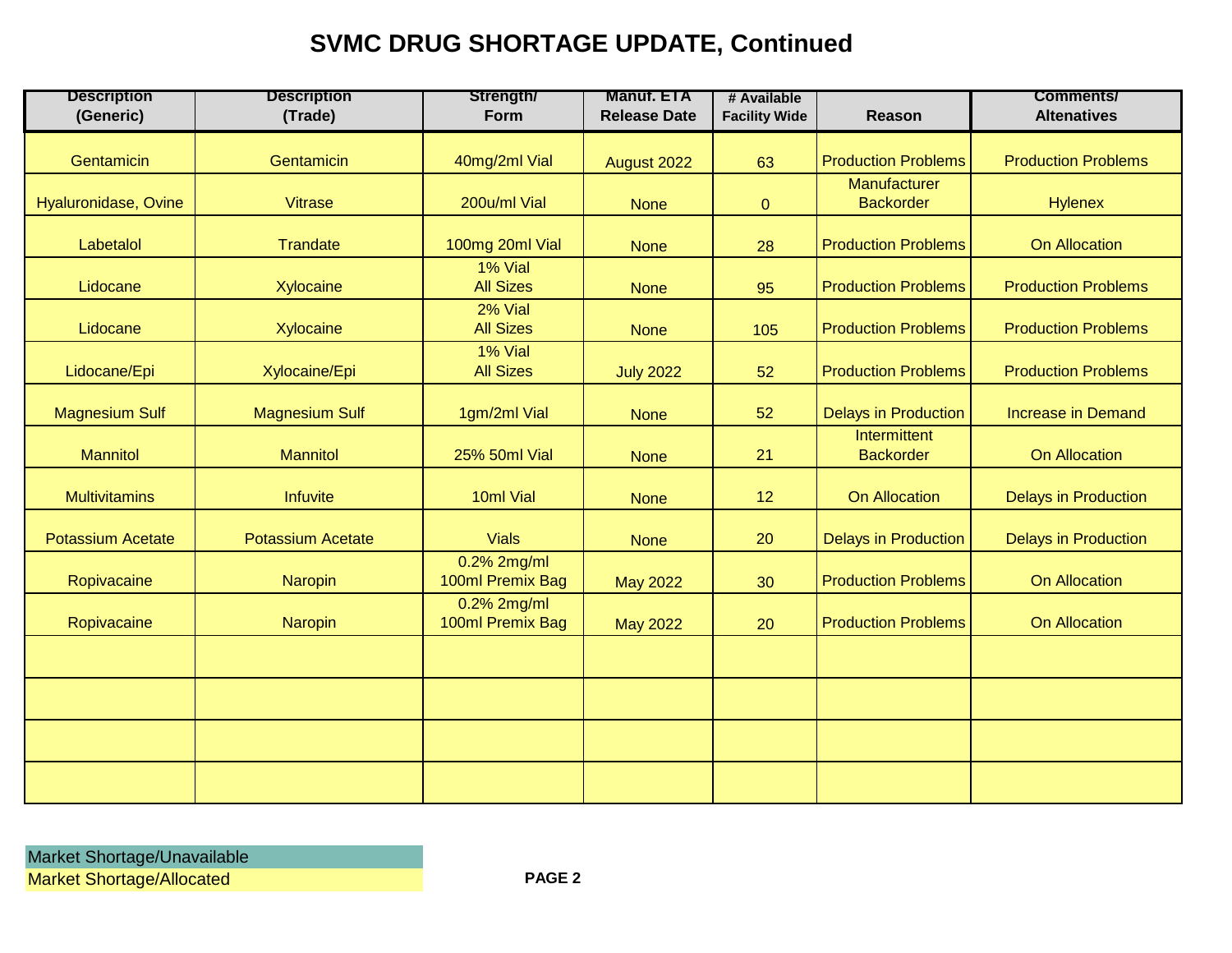# SVMC DRUG SHORTAGE UPDATE, Continued

| Description (Generic) | Description (Trade) | Strength/ Form | Manuf. ETA Release Date | # Available Facility Wide | Reason | Comments/ Altenatives |
|---|---|---|---|---|---|---|
| Gentamicin | Gentamicin | 40mg/2ml Vial | August 2022 | 63 | Production Problems | Production Problems |
| Hyaluronidase, Ovine | Vitrase | 200u/ml Vial | None | 0 | Manufacturer Backorder | Hylenex |
| Labetalol | Trandate | 100mg 20ml Vial | None | 28 | Production Problems | On Allocation |
| Lidocane | Xylocaine | 1% Vial All Sizes | None | 95 | Production Problems | Production Problems |
| Lidocane | Xylocaine | 2% Vial All Sizes | None | 105 | Production Problems | Production Problems |
| Lidocane/Epi | Xylocaine/Epi | 1% Vial All Sizes | July 2022 | 52 | Production Problems | Production Problems |
| Magnesium Sulf | Magnesium Sulf | 1gm/2ml Vial | None | 52 | Delays in Production | Increase in Demand |
| Mannitol | Mannitol | 25% 50ml Vial | None | 21 | Intermittent Backorder | On Allocation |
| Multivitamins | Infuvite | 10ml Vial | None | 12 | On Allocation | Delays in Production |
| Potassium Acetate | Potassium Acetate | Vials | None | 20 | Delays in Production | Delays in Production |
| Ropivacaine | Naropin | 0.2% 2mg/ml 100ml Premix Bag | May 2022 | 30 | Production Problems | On Allocation |
| Ropivacaine | Naropin | 0.2% 2mg/ml 100ml Premix Bag | May 2022 | 20 | Production Problems | On Allocation |
| | | | | | | |
| | | | | | | |
| | | | | | | |
| | | | | | | |

Market Shortage/Unavailable

Market Shortage/Allocated